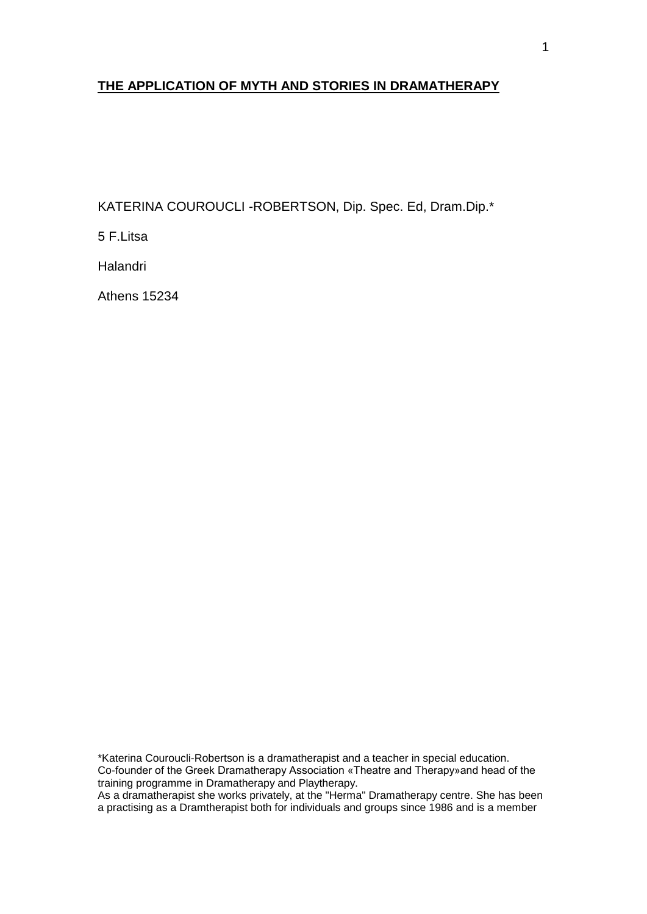# THE APPLICATION OF MYTH AND STORIES IN DRAMATHERAPY

KATERINA COUROUCLI -ROBERTSON, Dip. Spec. Ed, Dram.Dip.*

5 F.Litsa

Halandri

Athens 15234

*Katerina Couroucli-Robertson is a dramatherapist and a teacher in special education. Co-founder of the Greek Dramatherapy Association «Theatre and Therapy»and head of the training programme in Dramatherapy and Playtherapy.
As a dramatherapist she works privately, at the "Herma" Dramatherapy centre. She has been a practising as a Dramtherapist both for individuals and groups since 1986 and is a member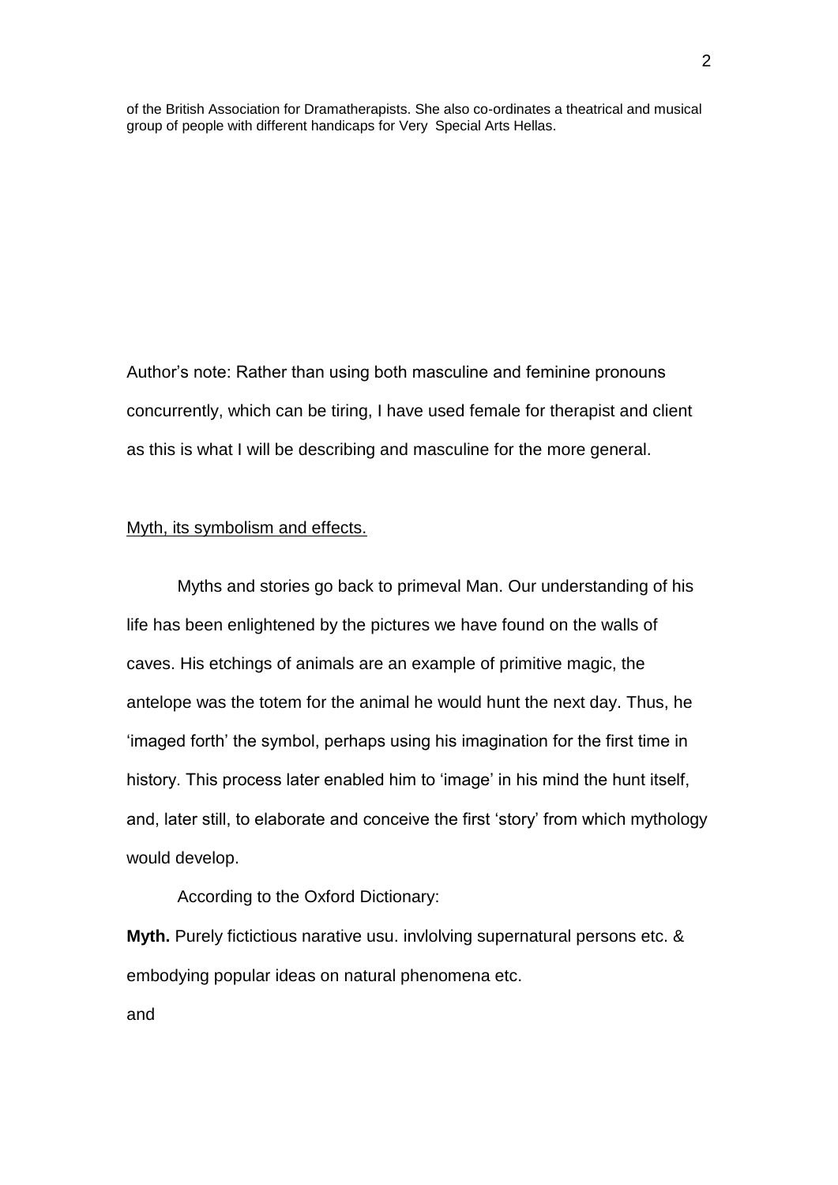of the British Association for Dramatherapists. She also co-ordinates a theatrical and musical group of people with different handicaps for Very Special Arts Hellas.

Author's note: Rather than using both masculine and feminine pronouns concurrently, which can be tiring, I have used female for therapist and client as this is what I will be describing and masculine for the more general.

<u>Myth, its symbolism and effects.</u>

Myths and stories go back to primeval Man. Our understanding of his life has been enlightened by the pictures we have found on the walls of caves. His etchings of animals are an example of primitive magic, the antelope was the totem for the animal he would hunt the next day. Thus, he 'imaged forth' the symbol, perhaps using his imagination for the first time in history. This process later enabled him to 'image' in his mind the hunt itself, and, later still, to elaborate and conceive the first 'story' from which mythology would develop.

According to the Oxford Dictionary:

**Myth.** Purely fictictious narative usu. invlolving supernatural persons etc. & embodying popular ideas on natural phenomena etc.

and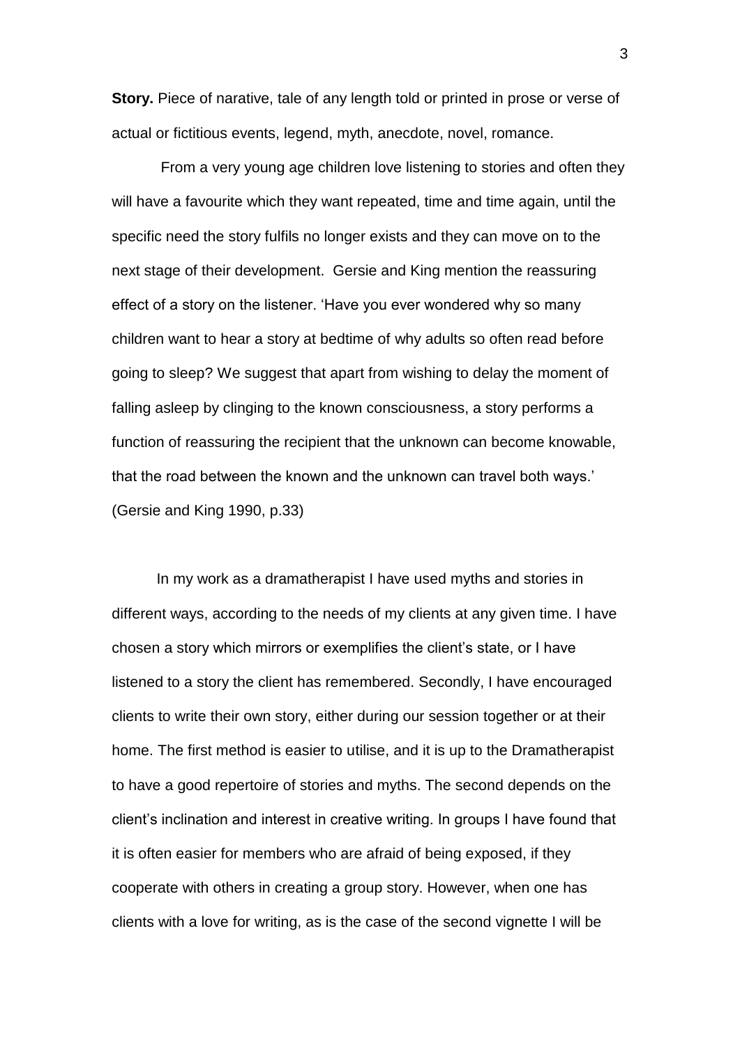**Story.** Piece of narative, tale of any length told or printed in prose or verse of actual or fictitious events, legend, myth, anecdote, novel, romance.

From a very young age children love listening to stories and often they will have a favourite which they want repeated, time and time again, until the specific need the story fulfils no longer exists and they can move on to the next stage of their development. Gersie and King mention the reassuring effect of a story on the listener. 'Have you ever wondered why so many children want to hear a story at bedtime of why adults so often read before going to sleep? We suggest that apart from wishing to delay the moment of falling asleep by clinging to the known consciousness, a story performs a function of reassuring the recipient that the unknown can become knowable, that the road between the known and the unknown can travel both ways.' (Gersie and King 1990, p.33)

In my work as a dramatherapist I have used myths and stories in different ways, according to the needs of my clients at any given time. I have chosen a story which mirrors or exemplifies the client's state, or I have listened to a story the client has remembered. Secondly, I have encouraged clients to write their own story, either during our session together or at their home. The first method is easier to utilise, and it is up to the Dramatherapist to have a good repertoire of stories and myths. The second depends on the client's inclination and interest in creative writing. In groups I have found that it is often easier for members who are afraid of being exposed, if they cooperate with others in creating a group story. However, when one has clients with a love for writing, as is the case of the second vignette I will be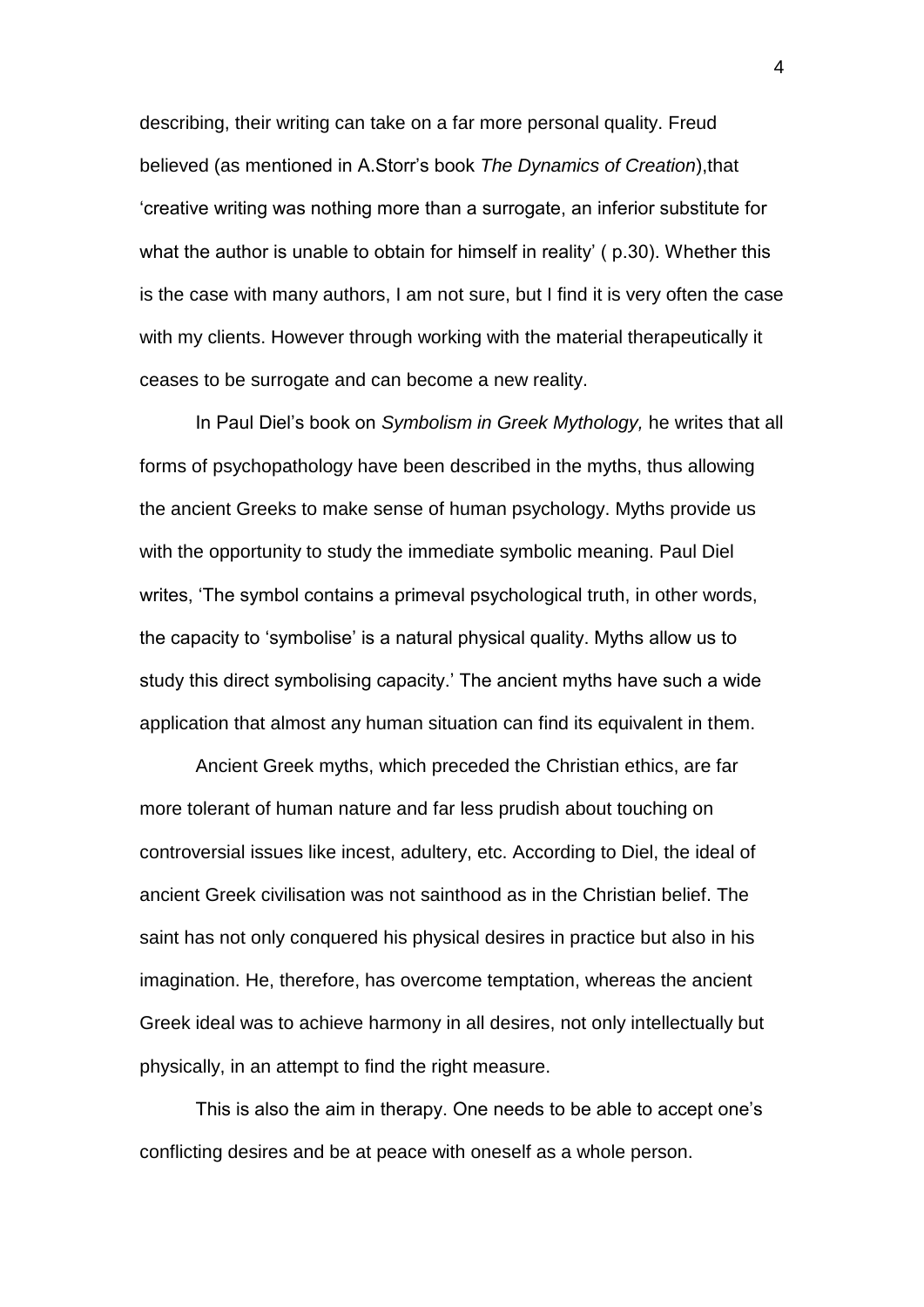describing, their writing can take on a far more personal quality. Freud believed (as mentioned in A.Storr's book *The Dynamics of Creation*),that 'creative writing was nothing more than a surrogate, an inferior substitute for what the author is unable to obtain for himself in reality' ( p.30). Whether this is the case with many authors, I am not sure, but I find it is very often the case with my clients. However through working with the material therapeutically it ceases to be surrogate and can become a new reality.

In Paul Diel's book on *Symbolism in Greek Mythology,* he writes that all forms of psychopathology have been described in the myths, thus allowing the ancient Greeks to make sense of human psychology. Myths provide us with the opportunity to study the immediate symbolic meaning. Paul Diel writes, 'The symbol contains a primeval psychological truth, in other words, the capacity to 'symbolise' is a natural physical quality. Myths allow us to study this direct symbolising capacity.' The ancient myths have such a wide application that almost any human situation can find its equivalent in them.

Ancient Greek myths, which preceded the Christian ethics, are far more tolerant of human nature and far less prudish about touching on controversial issues like incest, adultery, etc. According to Diel, the ideal of ancient Greek civilisation was not sainthood as in the Christian belief. The saint has not only conquered his physical desires in practice but also in his imagination. He, therefore, has overcome temptation, whereas the ancient Greek ideal was to achieve harmony in all desires, not only intellectually but physically, in an attempt to find the right measure.

This is also the aim in therapy. One needs to be able to accept one's conflicting desires and be at peace with oneself as a whole person.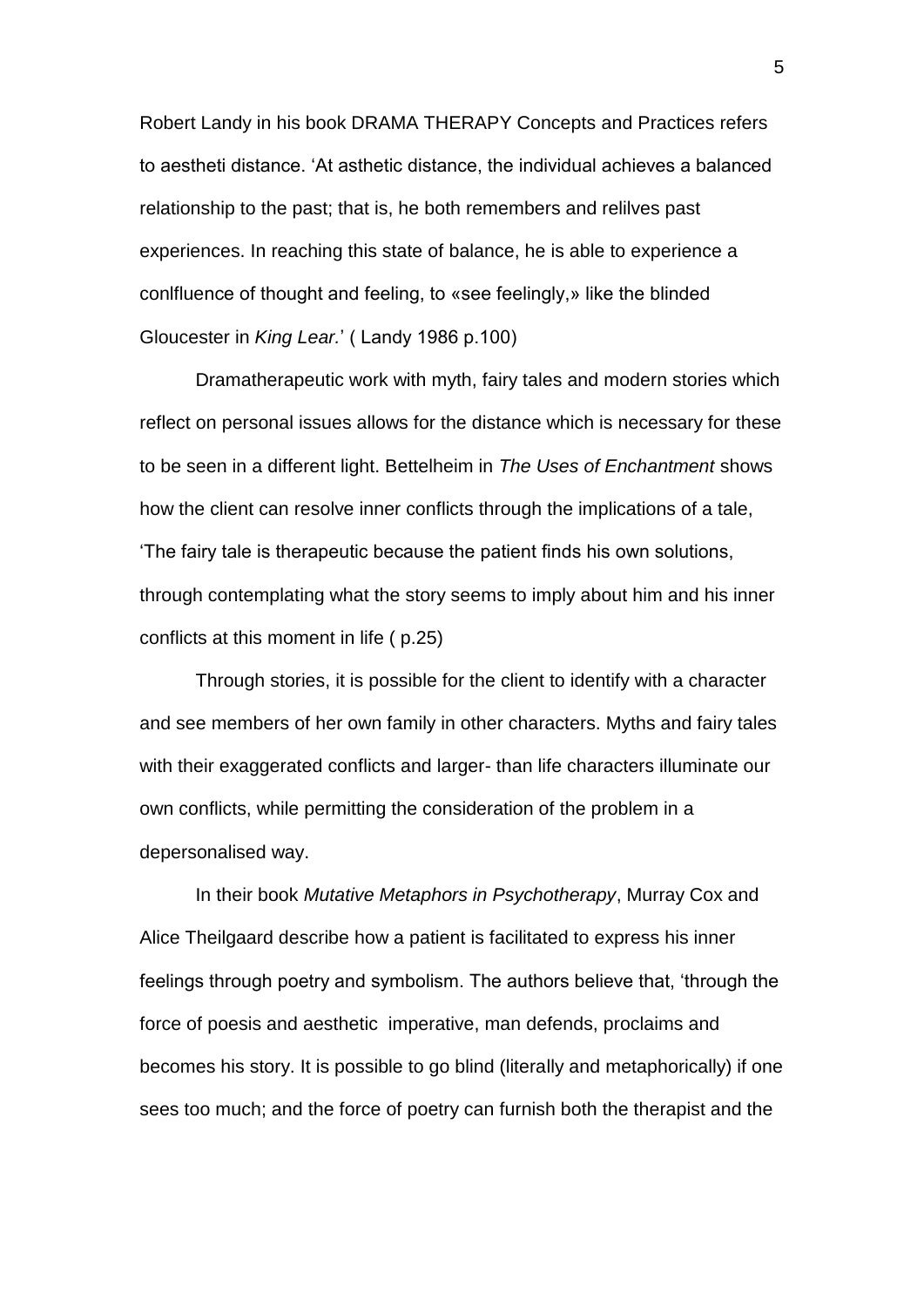Robert Landy in his book DRAMA THERAPY Concepts and Practices refers to aestheti distance. 'At asthetic distance, the individual achieves a balanced relationship to the past; that is, he both remembers and relilves past experiences. In reaching this state of balance, he is able to experience a conlfluence of thought and feeling, to «see feelingly,» like the blinded Gloucester in *King Lear.*' ( Landy 1986 p.100)

Dramatherapeutic work with myth, fairy tales and modern stories which reflect on personal issues allows for the distance which is necessary for these to be seen in a different light. Bettelheim in *The Uses of Enchantment* shows how the client can resolve inner conflicts through the implications of a tale, 'The fairy tale is therapeutic because the patient finds his own solutions, through contemplating what the story seems to imply about him and his inner conflicts at this moment in life ( p.25)

Through stories, it is possible for the client to identify with a character and see members of her own family in other characters. Myths and fairy tales with their exaggerated conflicts and larger- than life characters illuminate our own conflicts, while permitting the consideration of the problem in a depersonalised way.

In their book *Mutative Metaphors in Psychotherapy*, Murray Cox and Alice Theilgaard describe how a patient is facilitated to express his inner feelings through poetry and symbolism. The authors believe that, 'through the force of poesis and aesthetic imperative, man defends, proclaims and becomes his story. It is possible to go blind (literally and metaphorically) if one sees too much; and the force of poetry can furnish both the therapist and the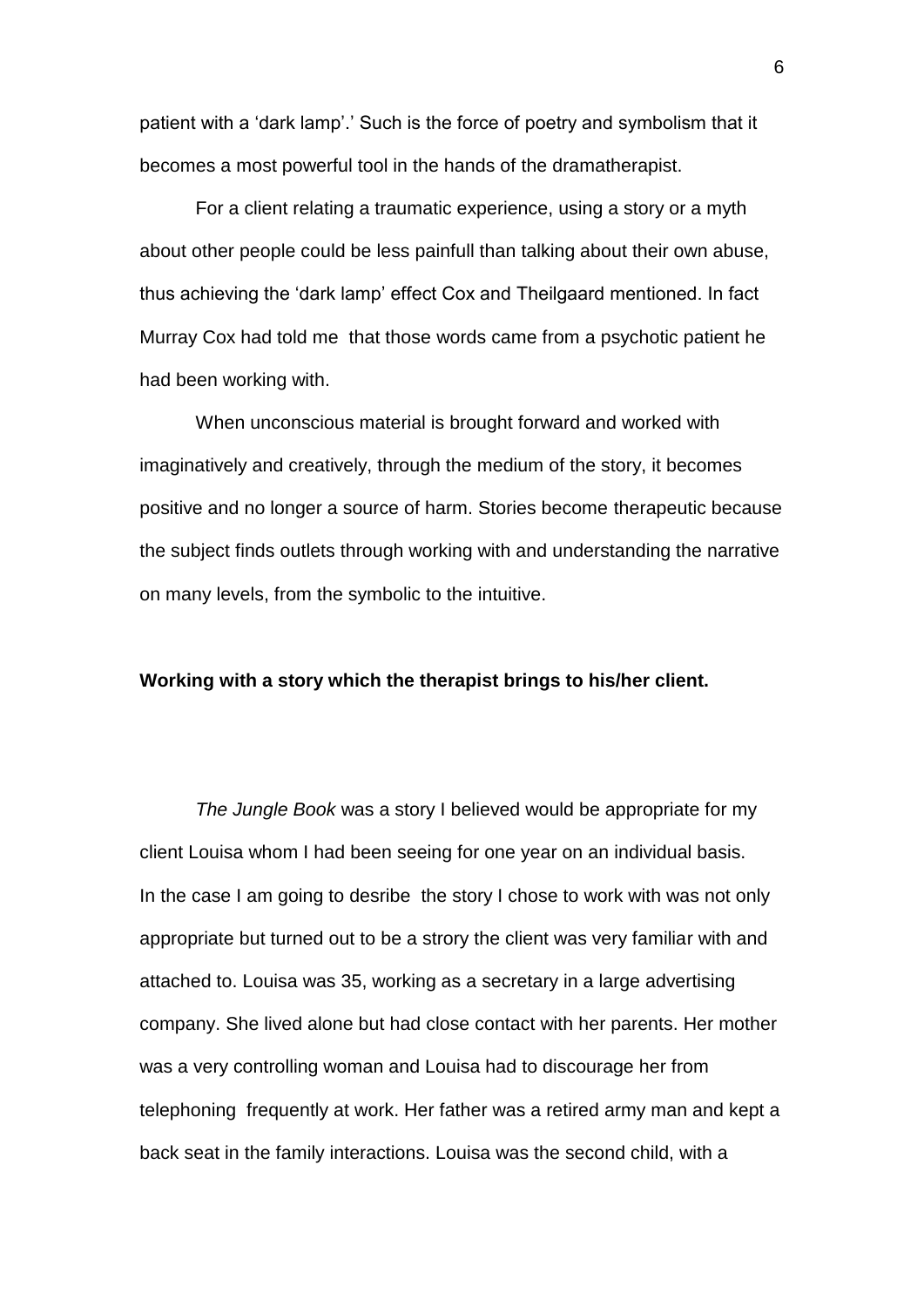patient with a 'dark lamp'.' Such is the force of poetry and symbolism that it becomes a most powerful tool in the hands of the dramatherapist.

For a client relating a traumatic experience, using a story or a myth about other people could be less painfull than talking about their own abuse, thus achieving the 'dark lamp' effect Cox and Theilgaard mentioned. In fact Murray Cox had told me that those words came from a psychotic patient he had been working with.

When unconscious material is brought forward and worked with imaginatively and creatively, through the medium of the story, it becomes positive and no longer a source of harm. Stories become therapeutic because the subject finds outlets through working with and understanding the narrative on many levels, from the symbolic to the intuitive.

**Working with a story which the therapist brings to his/her client.**

*The Jungle Book* was a story I believed would be appropriate for my client Louisa whom I had been seeing for one year on an individual basis. In the case I am going to desribe the story I chose to work with was not only appropriate but turned out to be a strory the client was very familiar with and attached to. Louisa was 35, working as a secretary in a large advertising company. She lived alone but had close contact with her parents. Her mother was a very controlling woman and Louisa had to discourage her from telephoning frequently at work. Her father was a retired army man and kept a back seat in the family interactions. Louisa was the second child, with a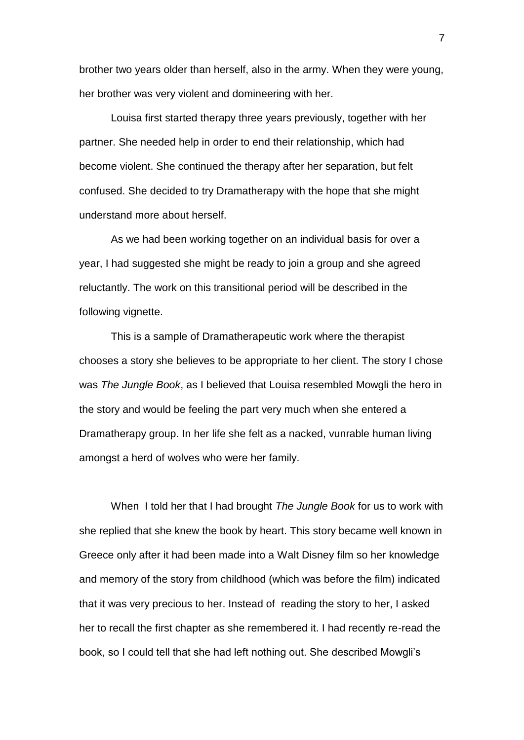brother two years older than herself, also in the army. When they were young, her brother was very violent and domineering with her.

Louisa first started therapy three years previously, together with her partner. She needed help in order to end their relationship, which had become violent. She continued the therapy after her separation, but felt confused. She decided to try Dramatherapy with the hope that she might understand more about herself.

As we had been working together on an individual basis for over a year, I had suggested she might be ready to join a group and she agreed reluctantly. The work on this transitional period will be described in the following vignette.

This is a sample of Dramatherapeutic work where the therapist chooses a story she believes to be appropriate to her client. The story I chose was *The Jungle Book*, as I believed that Louisa resembled Mowgli the hero in the story and would be feeling the part very much when she entered a Dramatherapy group. In her life she felt as a nacked, vunrable human living amongst a herd of wolves who were her family.

When I told her that I had brought *The Jungle Book* for us to work with she replied that she knew the book by heart. This story became well known in Greece only after it had been made into a Walt Disney film so her knowledge and memory of the story from childhood (which was before the film) indicated that it was very precious to her. Instead of reading the story to her, I asked her to recall the first chapter as she remembered it. I had recently re-read the book, so I could tell that she had left nothing out. She described Mowgli's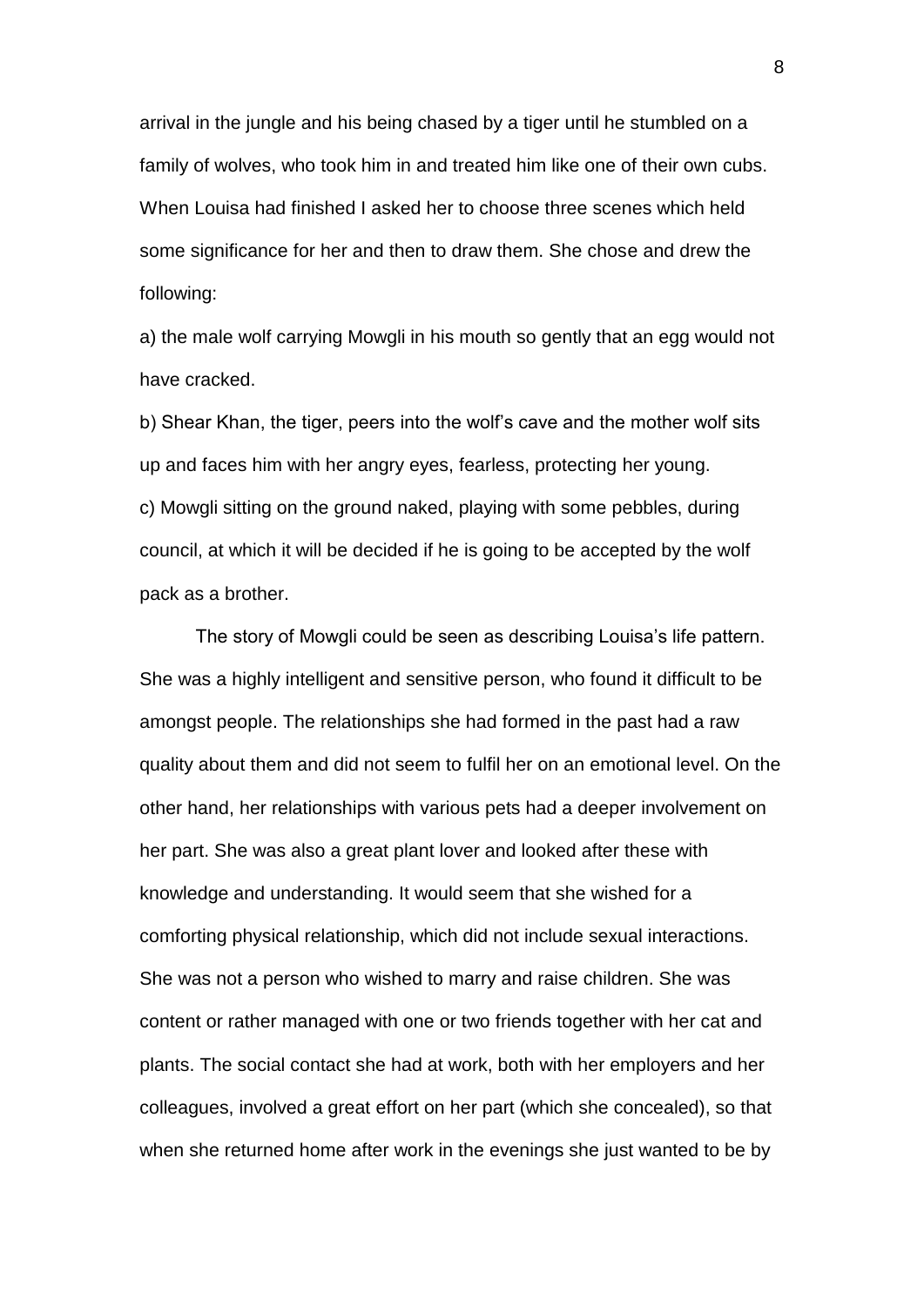arrival in the jungle and his being chased by a tiger until he stumbled on a family of wolves, who took him in and treated him like one of their own cubs. When Louisa had finished I asked her to choose three scenes which held some significance for her and then to draw them. She chose and drew the following:

a) the male wolf carrying Mowgli in his mouth so gently that an egg would not have cracked.

b) Shear Khan, the tiger, peers into the wolf's cave and the mother wolf sits up and faces him with her angry eyes, fearless, protecting her young.

c) Mowgli sitting on the ground naked, playing with some pebbles, during council, at which it will be decided if he is going to be accepted by the wolf pack as a brother.

The story of Mowgli could be seen as describing Louisa's life pattern. She was a highly intelligent and sensitive person, who found it difficult to be amongst people. The relationships she had formed in the past had a raw quality about them and did not seem to fulfil her on an emotional level. On the other hand, her relationships with various pets had a deeper involvement on her part. She was also a great plant lover and looked after these with knowledge and understanding. It would seem that she wished for a comforting physical relationship, which did not include sexual interactions. She was not a person who wished to marry and raise children. She was content or rather managed with one or two friends together with her cat and plants. The social contact she had at work, both with her employers and her colleagues, involved a great effort on her part (which she concealed), so that when she returned home after work in the evenings she just wanted to be by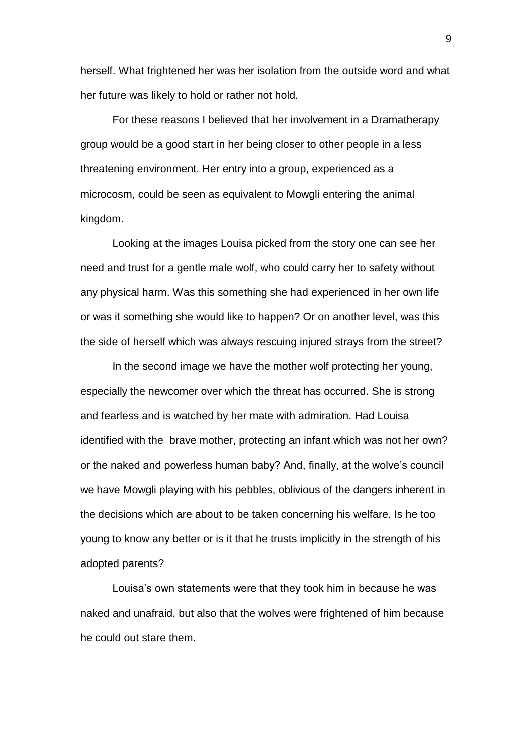herself. What frightened her was her isolation from the outside word and what her future was likely to hold or rather not hold.

For these reasons I believed that her involvement in a Dramatherapy group would be a good start in her being closer to other people in a less threatening environment. Her entry into a group, experienced as a microcosm, could be seen as equivalent to Mowgli entering the animal kingdom.

Looking at the images Louisa picked from the story one can see her need and trust for a gentle male wolf, who could carry her to safety without any physical harm. Was this something she had experienced in her own life or was it something she would like to happen? Or on another level, was this the side of herself which was always rescuing injured strays from the street?

In the second image we have the mother wolf protecting her young, especially the newcomer over which the threat has occurred. She is strong and fearless and is watched by her mate with admiration. Had Louisa identified with the brave mother, protecting an infant which was not her own? or the naked and powerless human baby? And, finally, at the wolve's council we have Mowgli playing with his pebbles, oblivious of the dangers inherent in the decisions which are about to be taken concerning his welfare. Is he too young to know any better or is it that he trusts implicitly in the strength of his adopted parents?

Louisa's own statements were that they took him in because he was naked and unafraid, but also that the wolves were frightened of him because he could out stare them.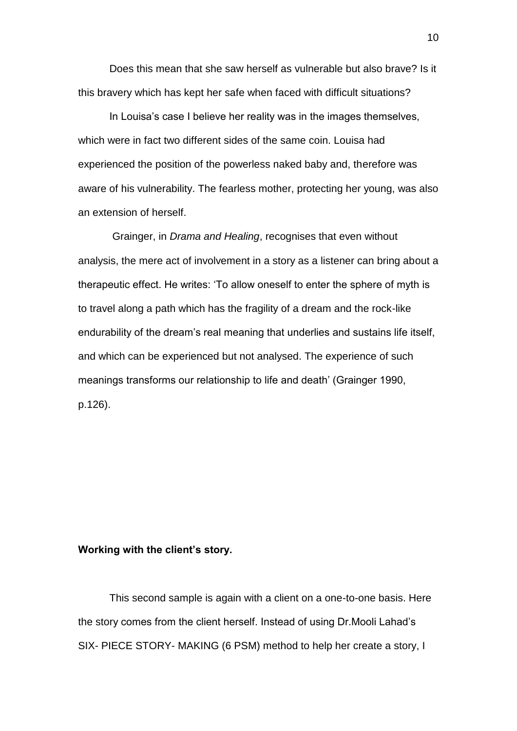Does this mean that she saw herself as vulnerable but also brave? Is it this bravery which has kept her safe when faced with difficult situations?

In Louisa's case I believe her reality was in the images themselves, which were in fact two different sides of the same coin. Louisa had experienced the position of the powerless naked baby and, therefore was aware of his vulnerability. The fearless mother, protecting her young, was also an extension of herself.

Grainger, in *Drama and Healing*, recognises that even without analysis, the mere act of involvement in a story as a listener can bring about a therapeutic effect. He writes: 'To allow oneself to enter the sphere of myth is to travel along a path which has the fragility of a dream and the rock-like endurability of the dream's real meaning that underlies and sustains life itself, and which can be experienced but not analysed. The experience of such meanings transforms our relationship to life and death' (Grainger 1990, p.126).

**Working with the client's story.**

This second sample is again with a client on a one-to-one basis. Here the story comes from the client herself. Instead of using Dr.Mooli Lahad's SIX- PIECE STORY- MAKING (6 PSM) method to help her create a story, I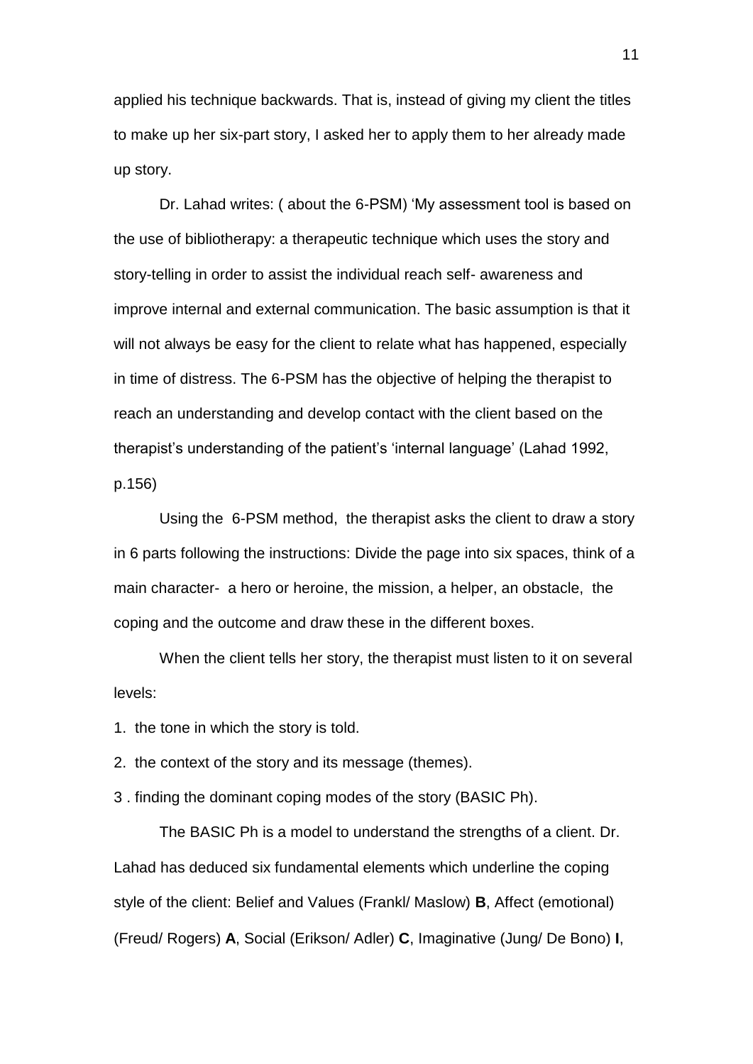applied his technique backwards. That is, instead of giving my client the titles to make up her six-part story, I asked her to apply them to her already made up story.

Dr. Lahad writes: ( about the 6-PSM) 'My assessment tool is based on the use of bibliotherapy: a therapeutic technique which uses the story and story-telling in order to assist the individual reach self- awareness and improve internal and external communication. The basic assumption is that it will not always be easy for the client to relate what has happened, especially in time of distress. The 6-PSM has the objective of helping the therapist to reach an understanding and develop contact with the client based on the therapist's understanding of the patient's 'internal language' (Lahad 1992, p.156)

Using the 6-PSM method, the therapist asks the client to draw a story in 6 parts following the instructions: Divide the page into six spaces, think of a main character- a hero or heroine, the mission, a helper, an obstacle, the coping and the outcome and draw these in the different boxes.

When the client tells her story, the therapist must listen to it on several levels:

1. the tone in which the story is told.
2. the context of the story and its message (themes).
3. finding the dominant coping modes of the story (BASIC Ph).

The BASIC Ph is a model to understand the strengths of a client. Dr. Lahad has deduced six fundamental elements which underline the coping style of the client: Belief and Values (Frankl/ Maslow) **B**, Affect (emotional) (Freud/ Rogers) **A**, Social (Erikson/ Adler) **C**, Imaginative (Jung/ De Bono) **I**,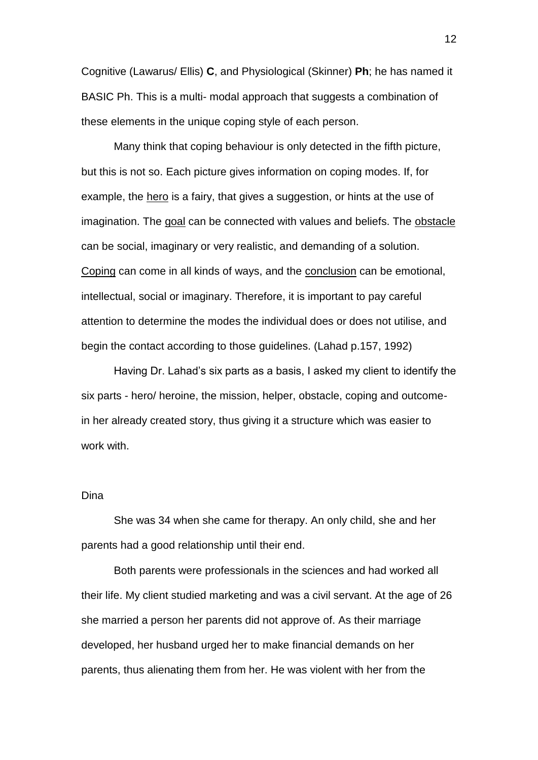Cognitive (Lawarus/ Ellis) **C**, and Physiological (Skinner) **Ph**; he has named it BASIC Ph. This is a multi- modal approach that suggests a combination of these elements in the unique coping style of each person.

Many think that coping behaviour is only detected in the fifth picture, but this is not so. Each picture gives information on coping modes. If, for example, the <u>hero</u> is a fairy, that gives a suggestion, or hints at the use of imagination. The <u>goal</u> can be connected with values and beliefs. The <u>obstacle</u> can be social, imaginary or very realistic, and demanding of a solution. <u>Coping</u> can come in all kinds of ways, and the <u>conclusion</u> can be emotional, intellectual, social or imaginary. Therefore, it is important to pay careful attention to determine the modes the individual does or does not utilise, and begin the contact according to those guidelines. (Lahad p.157, 1992)

Having Dr. Lahad's six parts as a basis, I asked my client to identify the six parts - hero/ heroine, the mission, helper, obstacle, coping and outcome- in her already created story, thus giving it a structure which was easier to work with.

Dina

She was 34 when she came for therapy. An only child, she and her parents had a good relationship until their end.

Both parents were professionals in the sciences and had worked all their life. My client studied marketing and was a civil servant. At the age of 26 she married a person her parents did not approve of. As their marriage developed, her husband urged her to make financial demands on her parents, thus alienating them from her. He was violent with her from the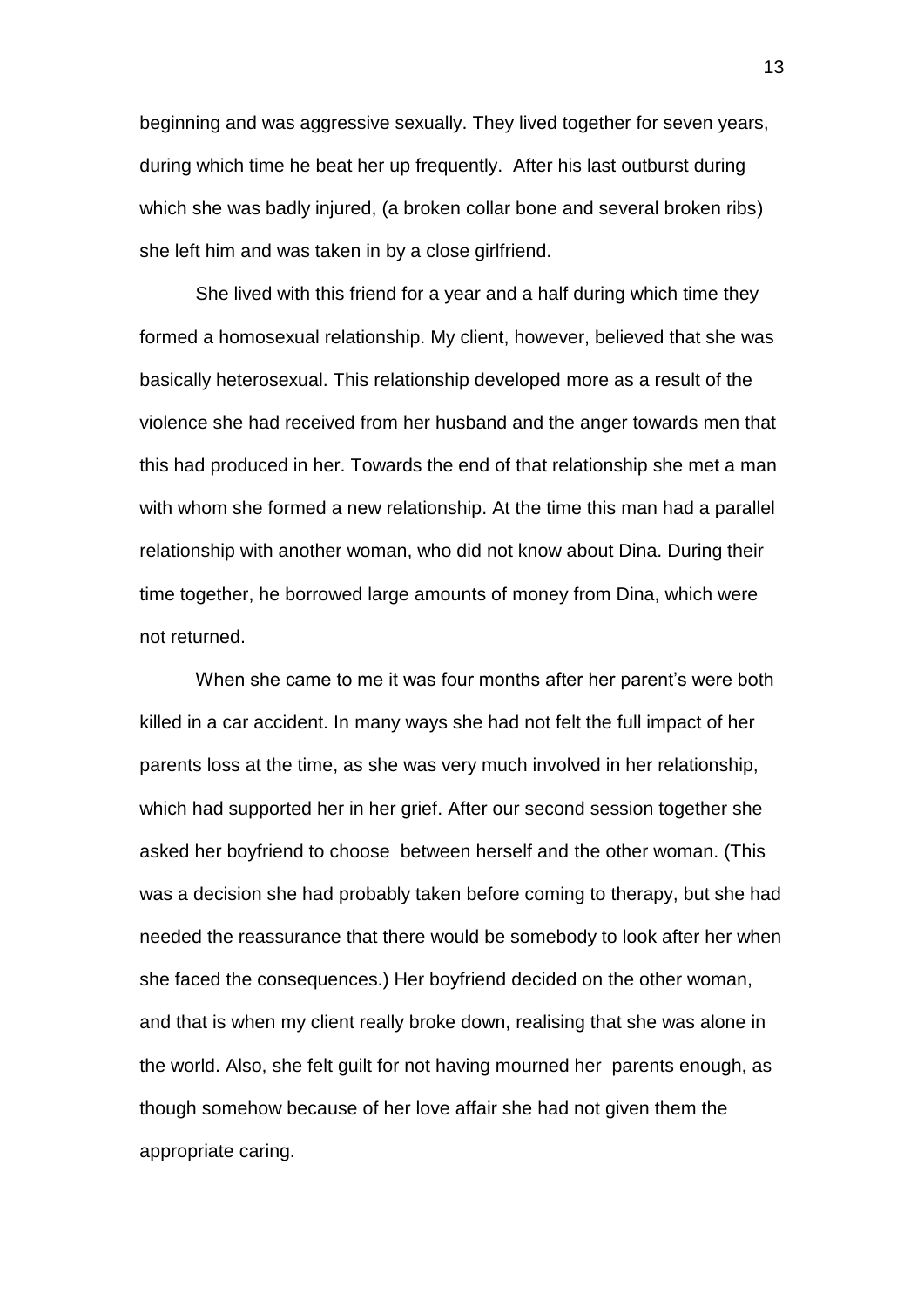beginning and was aggressive sexually. They lived together for seven years, during which time he beat her up frequently. After his last outburst during which she was badly injured, (a broken collar bone and several broken ribs) she left him and was taken in by a close girlfriend.

She lived with this friend for a year and a half during which time they formed a homosexual relationship. My client, however, believed that she was basically heterosexual. This relationship developed more as a result of the violence she had received from her husband and the anger towards men that this had produced in her. Towards the end of that relationship she met a man with whom she formed a new relationship. At the time this man had a parallel relationship with another woman, who did not know about Dina. During their time together, he borrowed large amounts of money from Dina, which were not returned.

When she came to me it was four months after her parent's were both killed in a car accident. In many ways she had not felt the full impact of her parents loss at the time, as she was very much involved in her relationship, which had supported her in her grief. After our second session together she asked her boyfriend to choose between herself and the other woman. (This was a decision she had probably taken before coming to therapy, but she had needed the reassurance that there would be somebody to look after her when she faced the consequences.) Her boyfriend decided on the other woman, and that is when my client really broke down, realising that she was alone in the world. Also, she felt guilt for not having mourned her parents enough, as though somehow because of her love affair she had not given them the appropriate caring.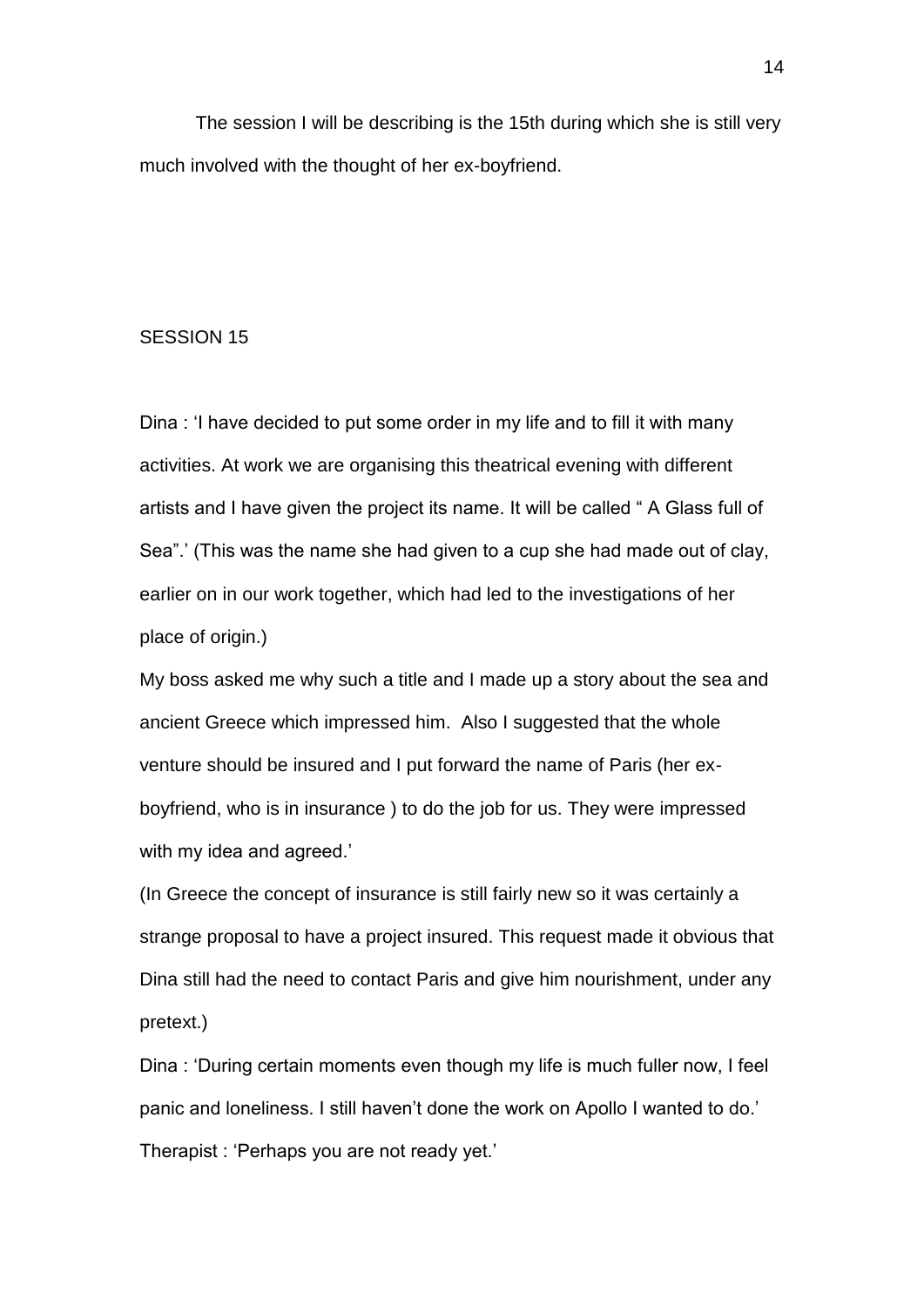The session I will be describing is the 15th during which she is still very much involved with the thought of her ex-boyfriend.

SESSION 15

Dina : 'I have decided to put some order in my life and to fill it with many activities. At work we are organising this theatrical evening with different artists and I have given the project its name. It will be called " A Glass full of Sea".' (This was the name she had given to a cup she had made out of clay, earlier on in our work together, which had led to the investigations of her place of origin.)

My boss asked me why such a title and I made up a story about the sea and ancient Greece which impressed him. Also I suggested that the whole venture should be insured and I put forward the name of Paris (her ex-boyfriend, who is in insurance ) to do the job for us. They were impressed with my idea and agreed.'

(In Greece the concept of insurance is still fairly new so it was certainly a strange proposal to have a project insured. This request made it obvious that Dina still had the need to contact Paris and give him nourishment, under any pretext.)

Dina : 'During certain moments even though my life is much fuller now, I feel panic and loneliness. I still haven't done the work on Apollo I wanted to do.'

Therapist : 'Perhaps you are not ready yet.'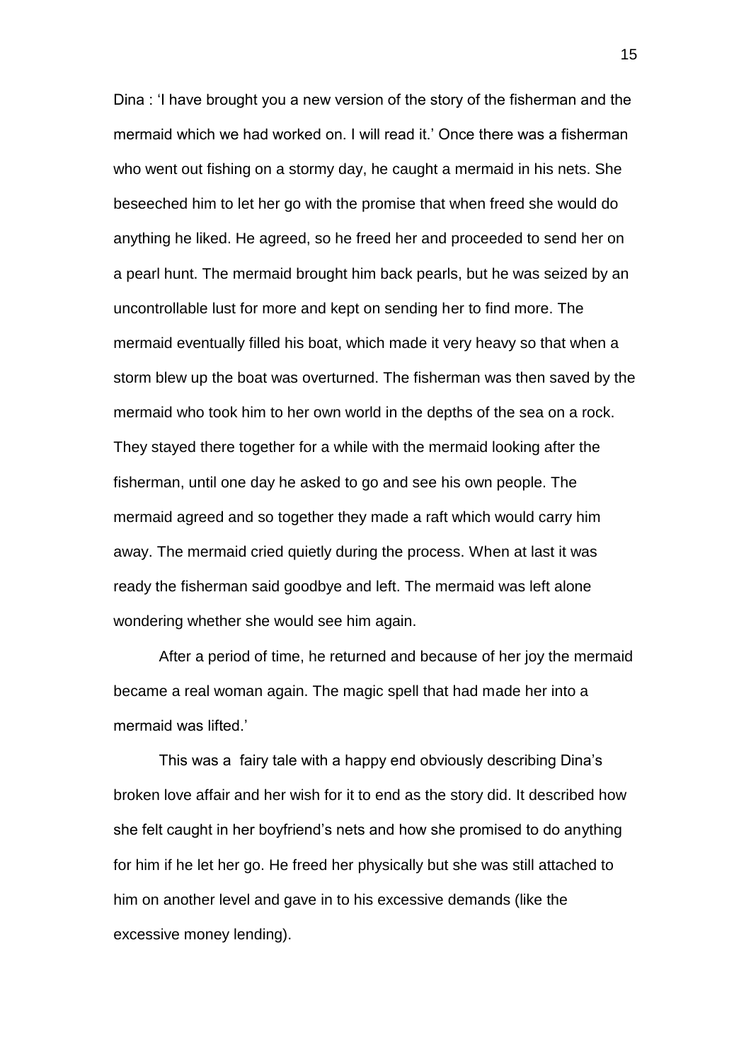Dina : 'I have brought you a new version of the story of the fisherman and the mermaid which we had worked on. I will read it.' Once there was a fisherman who went out fishing on a stormy day, he caught a mermaid in his nets. She beseeched him to let her go with the promise that when freed she would do anything he liked. He agreed, so he freed her and proceeded to send her on a pearl hunt. The mermaid brought him back pearls, but he was seized by an uncontrollable lust for more and kept on sending her to find more. The mermaid eventually filled his boat, which made it very heavy so that when a storm blew up the boat was overturned. The fisherman was then saved by the mermaid who took him to her own world in the depths of the sea on a rock. They stayed there together for a while with the mermaid looking after the fisherman, until one day he asked to go and see his own people. The mermaid agreed and so together they made a raft which would carry him away. The mermaid cried quietly during the process. When at last it was ready the fisherman said goodbye and left. The mermaid was left alone wondering whether she would see him again.

After a period of time, he returned and because of her joy the mermaid became a real woman again. The magic spell that had made her into a mermaid was lifted.'

This was a fairy tale with a happy end obviously describing Dina's broken love affair and her wish for it to end as the story did. It described how she felt caught in her boyfriend's nets and how she promised to do anything for him if he let her go. He freed her physically but she was still attached to him on another level and gave in to his excessive demands (like the excessive money lending).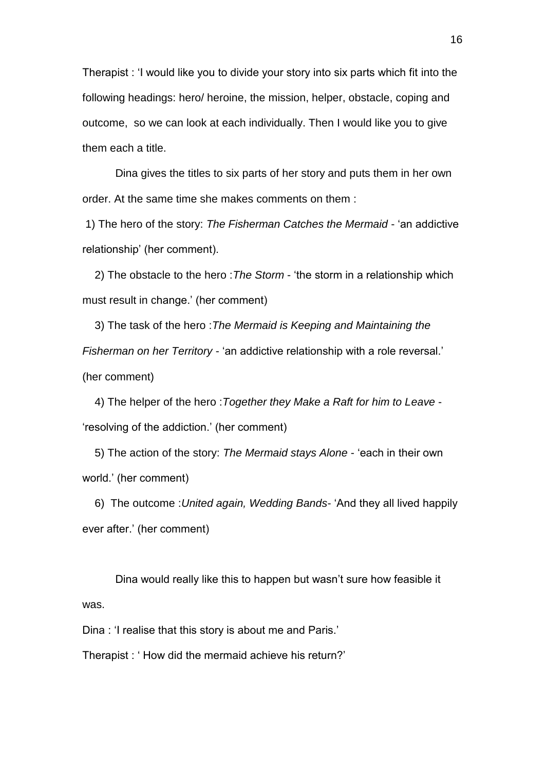Therapist : 'I would like you to divide your story into six parts which fit into the following headings: hero/ heroine, the mission, helper, obstacle, coping and outcome, so we can look at each individually. Then I would like you to give them each a title.

Dina gives the titles to six parts of her story and puts them in her own order. At the same time she makes comments on them :

1) The hero of the story: *The Fisherman Catches the Mermaid* - 'an addictive relationship' (her comment).

2) The obstacle to the hero :*The Storm* - 'the storm in a relationship which must result in change.' (her comment)

3) The task of the hero :*The Mermaid is Keeping and Maintaining the Fisherman on her Territory* - 'an addictive relationship with a role reversal.' (her comment)

4) The helper of the hero :*Together they Make a Raft for him to Leave* - 'resolving of the addiction.' (her comment)

5) The action of the story: *The Mermaid stays Alone* - 'each in their own world.' (her comment)

6) The outcome :*United again, Wedding Bands*- 'And they all lived happily ever after.' (her comment)

Dina would really like this to happen but wasn't sure how feasible it was.

Dina : 'I realise that this story is about me and Paris.'

Therapist : ' How did the mermaid achieve his return?'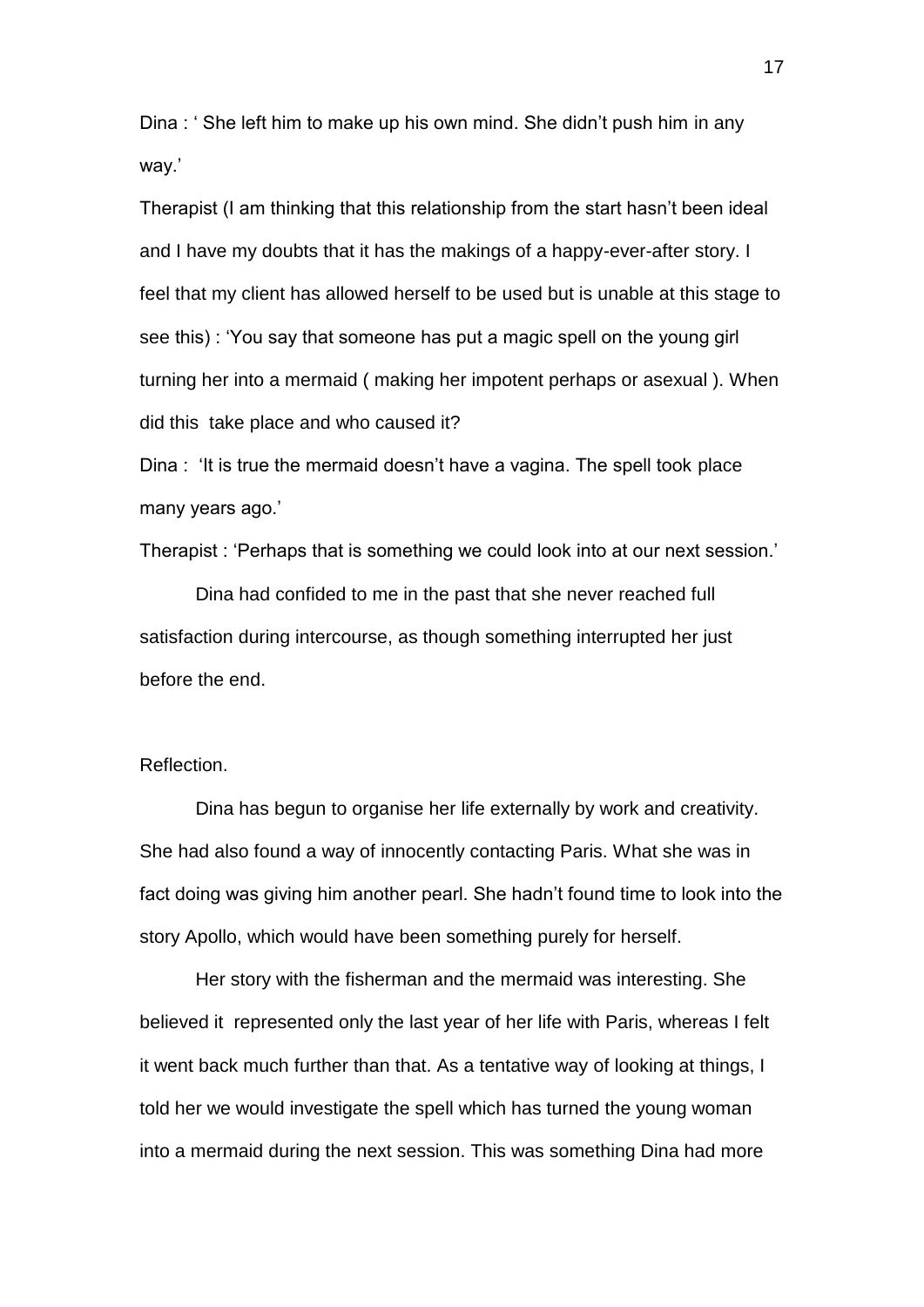Dina : ' She left him to make up his own mind. She didn't push him in any way.'

Therapist (I am thinking that this relationship from the start hasn't been ideal and I have my doubts that it has the makings of a happy-ever-after story. I feel that my client has allowed herself to be used but is unable at this stage to see this) : 'You say that someone has put a magic spell on the young girl turning her into a mermaid ( making her impotent perhaps or asexual ). When did this take place and who caused it?

Dina : 'It is true the mermaid doesn't have a vagina. The spell took place many years ago.'

Therapist : 'Perhaps that is something we could look into at our next session.'

Dina had confided to me in the past that she never reached full satisfaction during intercourse, as though something interrupted her just before the end.

Reflection.

Dina has begun to organise her life externally by work and creativity. She had also found a way of innocently contacting Paris. What she was in fact doing was giving him another pearl. She hadn't found time to look into the story Apollo, which would have been something purely for herself.

Her story with the fisherman and the mermaid was interesting. She believed it represented only the last year of her life with Paris, whereas I felt it went back much further than that. As a tentative way of looking at things, I told her we would investigate the spell which has turned the young woman into a mermaid during the next session. This was something Dina had more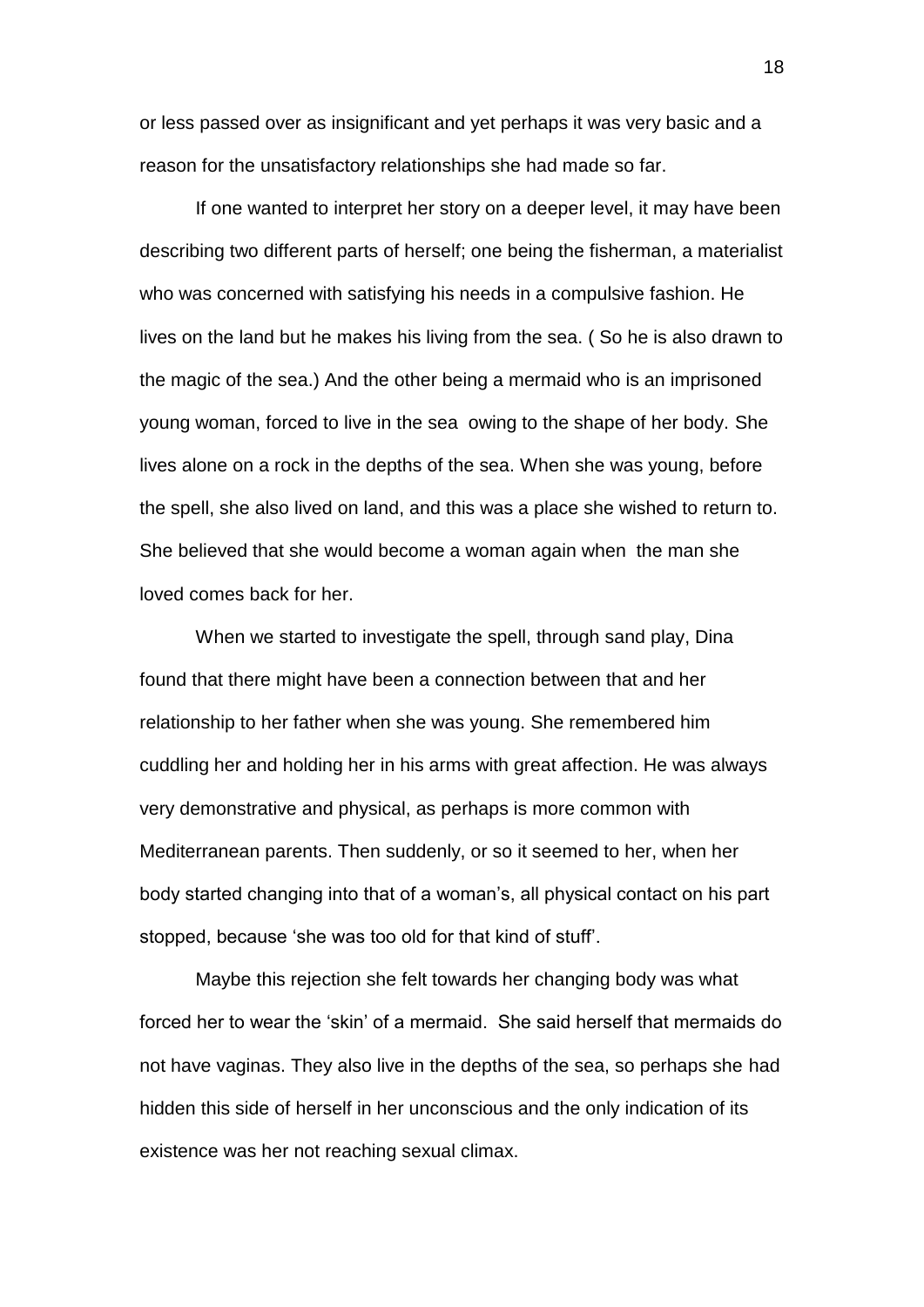or less passed over as insignificant and yet perhaps it was very basic and a reason for the unsatisfactory relationships she had made so far.

If one wanted to interpret her story on a deeper level, it may have been describing two different parts of herself; one being the fisherman, a materialist who was concerned with satisfying his needs in a compulsive fashion. He lives on the land but he makes his living from the sea. ( So he is also drawn to the magic of the sea.) And the other being a mermaid who is an imprisoned young woman, forced to live in the sea owing to the shape of her body. She lives alone on a rock in the depths of the sea. When she was young, before the spell, she also lived on land, and this was a place she wished to return to. She believed that she would become a woman again when the man she loved comes back for her.

When we started to investigate the spell, through sand play, Dina found that there might have been a connection between that and her relationship to her father when she was young. She remembered him cuddling her and holding her in his arms with great affection. He was always very demonstrative and physical, as perhaps is more common with Mediterranean parents. Then suddenly, or so it seemed to her, when her body started changing into that of a woman's, all physical contact on his part stopped, because 'she was too old for that kind of stuff'.

Maybe this rejection she felt towards her changing body was what forced her to wear the 'skin' of a mermaid. She said herself that mermaids do not have vaginas. They also live in the depths of the sea, so perhaps she had hidden this side of herself in her unconscious and the only indication of its existence was her not reaching sexual climax.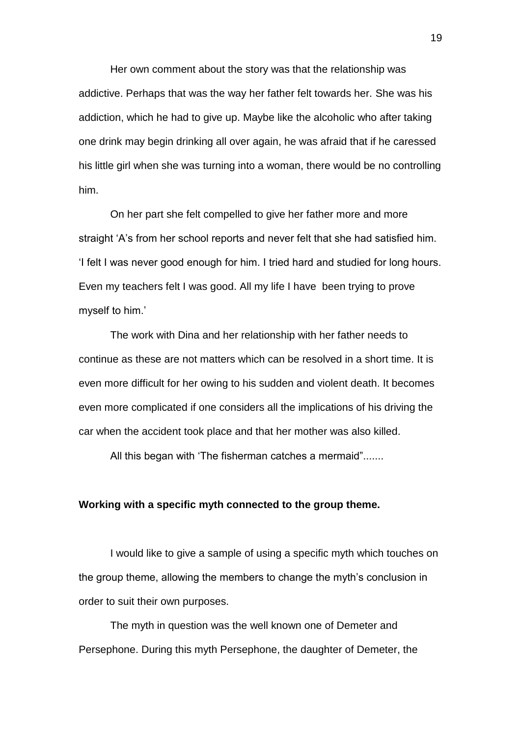Her own comment about the story was that the relationship was addictive. Perhaps that was the way her father felt towards her. She was his addiction, which he had to give up. Maybe like the alcoholic who after taking one drink may begin drinking all over again, he was afraid that if he caressed his little girl when she was turning into a woman, there would be no controlling him.

On her part she felt compelled to give her father more and more straight 'A's from her school reports and never felt that she had satisfied him. 'I felt I was never good enough for him. I tried hard and studied for long hours. Even my teachers felt I was good. All my life I have been trying to prove myself to him.'

The work with Dina and her relationship with her father needs to continue as these are not matters which can be resolved in a short time. It is even more difficult for her owing to his sudden and violent death. It becomes even more complicated if one considers all the implications of his driving the car when the accident took place and that her mother was also killed.

All this began with 'The fisherman catches a mermaid".......

**Working with a specific myth connected to the group theme.**

I would like to give a sample of using a specific myth which touches on the group theme, allowing the members to change the myth's conclusion in order to suit their own purposes.

The myth in question was the well known one of Demeter and Persephone. During this myth Persephone, the daughter of Demeter, the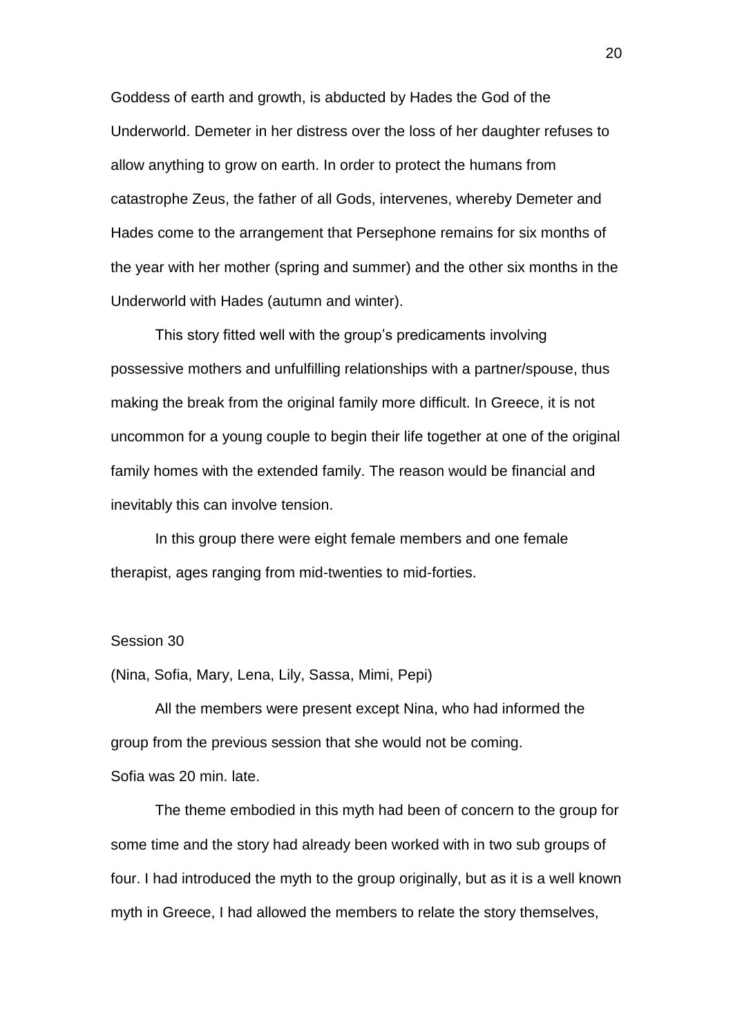Goddess of earth and growth, is abducted by Hades the God of the Underworld. Demeter in her distress over the loss of her daughter refuses to allow anything to grow on earth. In order to protect the humans from catastrophe Zeus, the father of all Gods, intervenes, whereby Demeter and Hades come to the arrangement that Persephone remains for six months of the year with her mother (spring and summer) and the other six months in the Underworld with Hades (autumn and winter).

This story fitted well with the group's predicaments involving possessive mothers and unfulfilling relationships with a partner/spouse, thus making the break from the original family more difficult. In Greece, it is not uncommon for a young couple to begin their life together at one of the original family homes with the extended family. The reason would be financial and inevitably this can involve tension.

In this group there were eight female members and one female therapist, ages ranging from mid-twenties to mid-forties.

Session 30

(Nina, Sofia, Mary, Lena, Lily, Sassa, Mimi, Pepi)

All the members were present except Nina, who had informed the group from the previous session that she would not be coming.
Sofia was 20 min. late.

The theme embodied in this myth had been of concern to the group for some time and the story had already been worked with in two sub groups of four. I had introduced the myth to the group originally, but as it is a well known myth in Greece, I had allowed the members to relate the story themselves,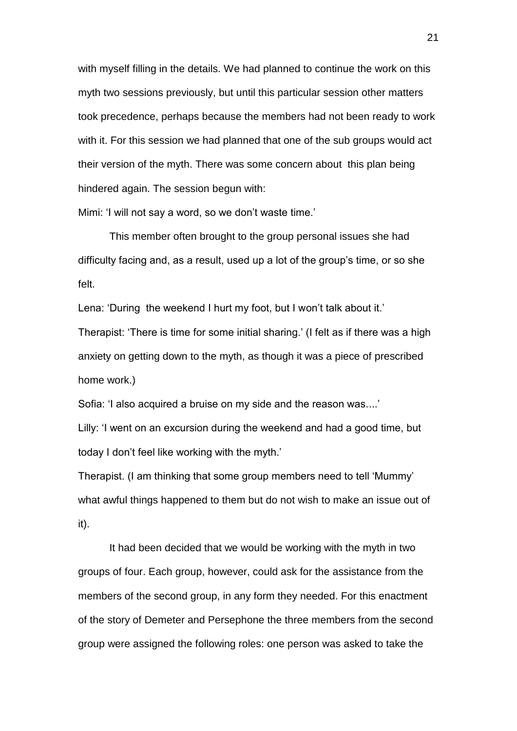with myself filling in the details. We had planned to continue the work on this myth two sessions previously, but until this particular session other matters took precedence, perhaps because the members had not been ready to work with it. For this session we had planned that one of the sub groups would act their version of the myth. There was some concern about this plan being hindered again. The session begun with:

Mimi: 'I will not say a word, so we don't waste time.'

This member often brought to the group personal issues she had difficulty facing and, as a result, used up a lot of the group's time, or so she felt.

Lena: 'During the weekend I hurt my foot, but I won't talk about it.'

Therapist: 'There is time for some initial sharing.' (I felt as if there was a high anxiety on getting down to the myth, as though it was a piece of prescribed home work.)

Sofia: 'I also acquired a bruise on my side and the reason was....'

Lilly: 'I went on an excursion during the weekend and had a good time, but today I don't feel like working with the myth.'

Therapist. (I am thinking that some group members need to tell 'Mummy' what awful things happened to them but do not wish to make an issue out of it).

It had been decided that we would be working with the myth in two groups of four. Each group, however, could ask for the assistance from the members of the second group, in any form they needed. For this enactment of the story of Demeter and Persephone the three members from the second group were assigned the following roles: one person was asked to take the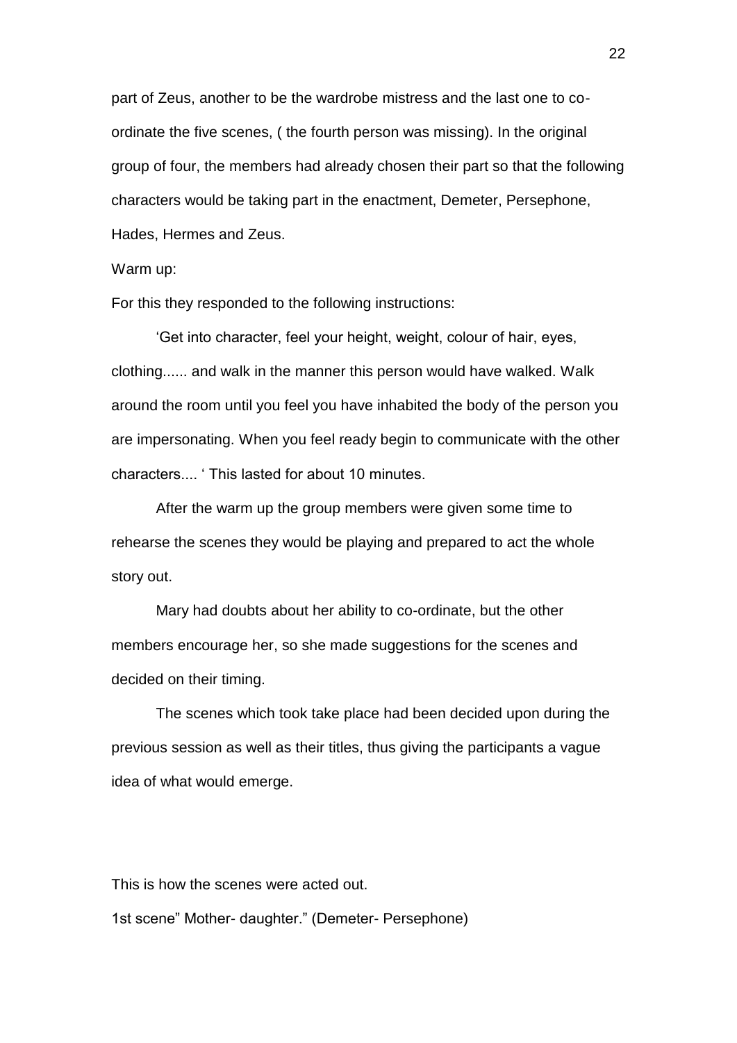part of Zeus, another to be the wardrobe mistress and the last one to co-ordinate the five scenes, ( the fourth person was missing). In the original group of four, the members had already chosen their part so that the following characters would be taking part in the enactment, Demeter, Persephone, Hades, Hermes and Zeus.

Warm up:

For this they responded to the following instructions:

'Get into character, feel your height, weight, colour of hair, eyes, clothing...... and walk in the manner this person would have walked. Walk around the room until you feel you have inhabited the body of the person you are impersonating. When you feel ready begin to communicate with the other characters.... ' This lasted for about 10 minutes.

After the warm up the group members were given some time to rehearse the scenes they would be playing and prepared to act the whole story out.

Mary had doubts about her ability to co-ordinate, but the other members encourage her, so she made suggestions for the scenes and decided on their timing.

The scenes which took take place had been decided upon during the previous session as well as their titles, thus giving the participants a vague idea of what would emerge.

This is how the scenes were acted out.

1st scene" Mother- daughter." (Demeter- Persephone)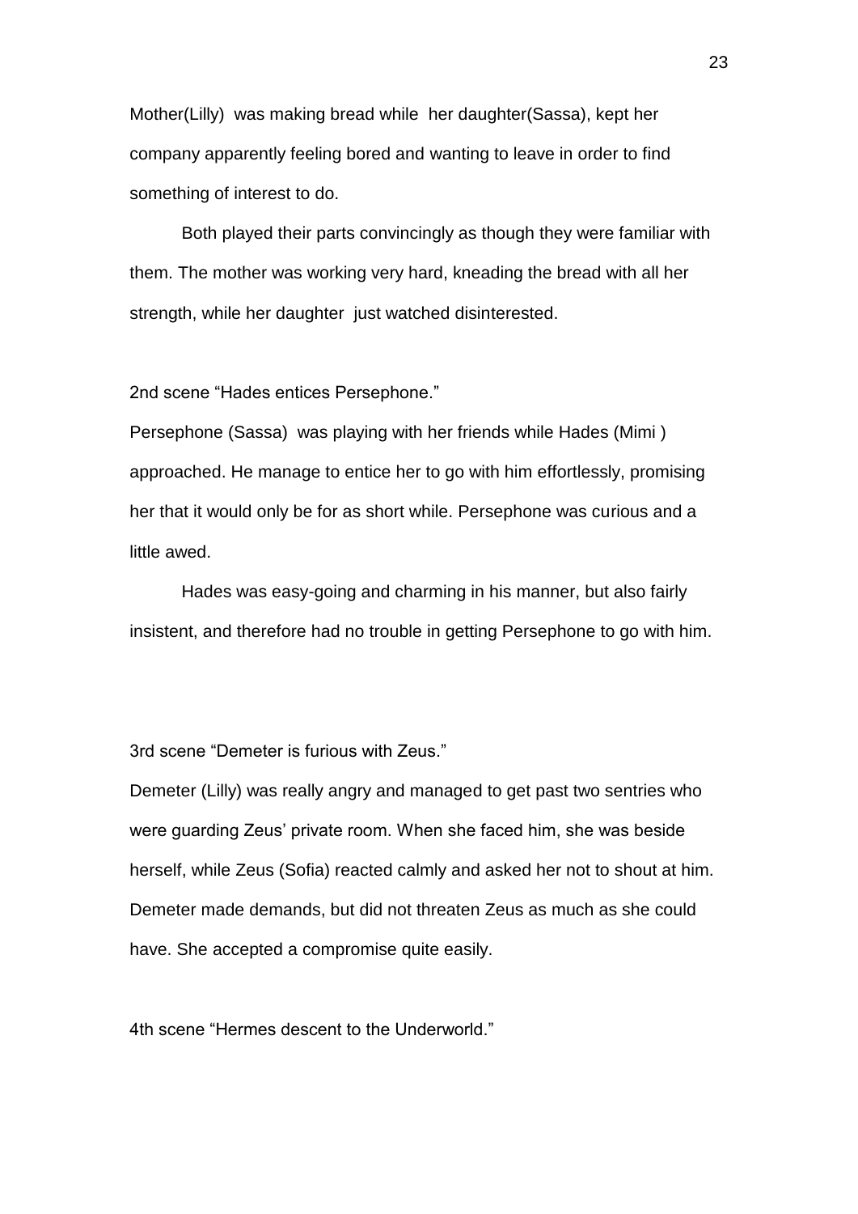Mother(Lilly) was making bread while her daughter(Sassa), kept her company apparently feeling bored and wanting to leave in order to find something of interest to do.

Both played their parts convincingly as though they were familiar with them. The mother was working very hard, kneading the bread with all her strength, while her daughter just watched disinterested.

2nd scene "Hades entices Persephone."

Persephone (Sassa) was playing with her friends while Hades (Mimi ) approached. He manage to entice her to go with him effortlessly, promising her that it would only be for as short while. Persephone was curious and a little awed.

Hades was easy-going and charming in his manner, but also fairly insistent, and therefore had no trouble in getting Persephone to go with him.

3rd scene "Demeter is furious with Zeus."

Demeter (Lilly) was really angry and managed to get past two sentries who were guarding Zeus' private room. When she faced him, she was beside herself, while Zeus (Sofia) reacted calmly and asked her not to shout at him. Demeter made demands, but did not threaten Zeus as much as she could have. She accepted a compromise quite easily.

4th scene "Hermes descent to the Underworld."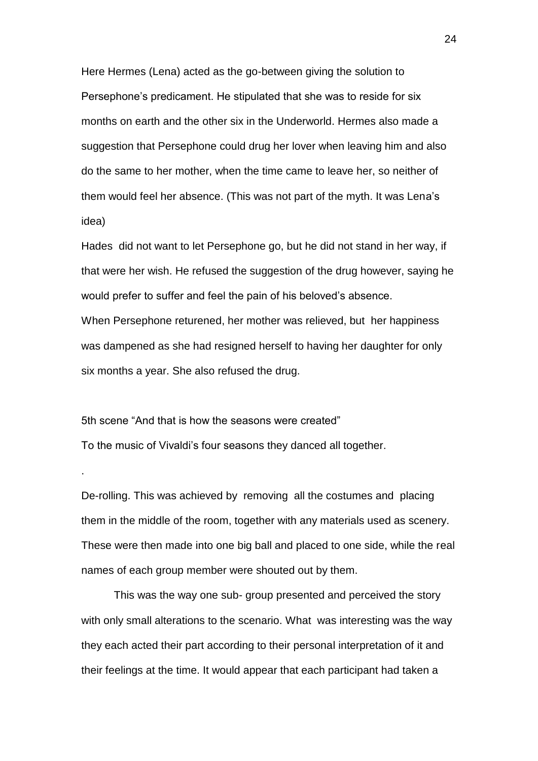Here Hermes (Lena) acted as the go-between giving the solution to Persephone's predicament. He stipulated that she was to reside for six months on earth and the other six in the Underworld. Hermes also made a suggestion that Persephone could drug her lover when leaving him and also do the same to her mother, when the time came to leave her, so neither of them would feel her absence. (This was not part of the myth. It was Lena's idea)

Hades did not want to let Persephone go, but he did not stand in her way, if that were her wish. He refused the suggestion of the drug however, saying he would prefer to suffer and feel the pain of his beloved's absence.

When Persephone retuered, her mother was relieved, but her happiness was dampened as she had resigned herself to having her daughter for only six months a year. She also refused the drug.

5th scene "And that is how the seasons were created"

To the music of Vivaldi's four seasons they danced all together.

.

De-rolling. This was achieved by removing all the costumes and placing them in the middle of the room, together with any materials used as scenery. These were then made into one big ball and placed to one side, while the real names of each group member were shouted out by them.

This was the way one sub- group presented and perceived the story with only small alterations to the scenario. What was interesting was the way they each acted their part according to their personal interpretation of it and their feelings at the time. It would appear that each participant had taken a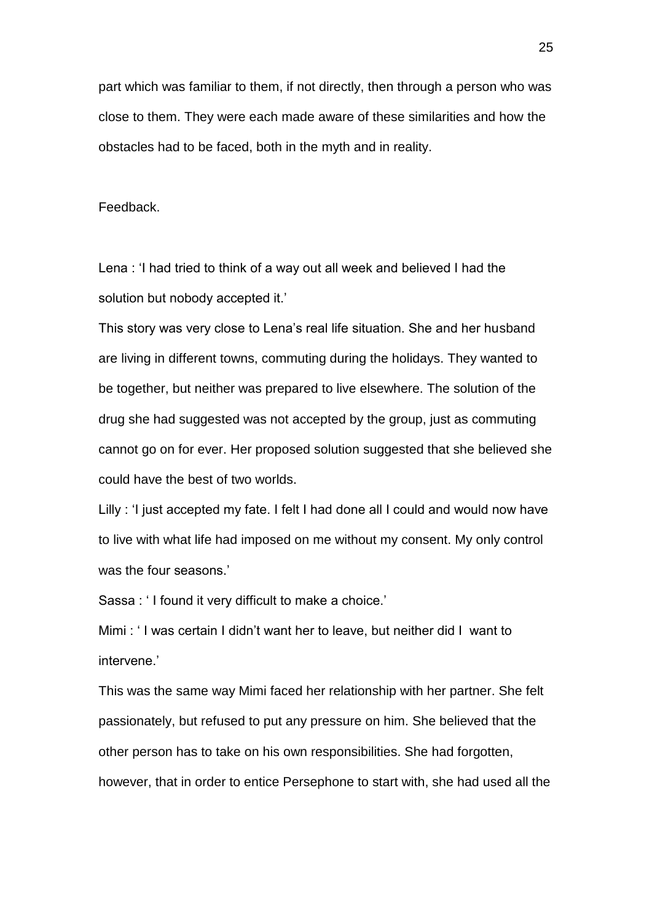part which was familiar to them, if not directly, then through a person who was close to them. They were each made aware of these similarities and how the obstacles had to be faced, both in the myth and in reality.

Feedback.

Lena : 'I had tried to think of a way out all week and believed I had the solution but nobody accepted it.'

This story was very close to Lena's real life situation. She and her husband are living in different towns, commuting during the holidays. They wanted to be together, but neither was prepared to live elsewhere. The solution of the drug she had suggested was not accepted by the group, just as commuting cannot go on for ever. Her proposed solution suggested that she believed she could have the best of two worlds.

Lilly : 'I just accepted my fate. I felt I had done all I could and would now have to live with what life had imposed on me without my consent. My only control was the four seasons.'

Sassa : ' I found it very difficult to make a choice.'

Mimi : ' I was certain I didn't want her to leave, but neither did I want to intervene.'

This was the same way Mimi faced her relationship with her partner. She felt passionately, but refused to put any pressure on him. She believed that the other person has to take on his own responsibilities. She had forgotten, however, that in order to entice Persephone to start with, she had used all the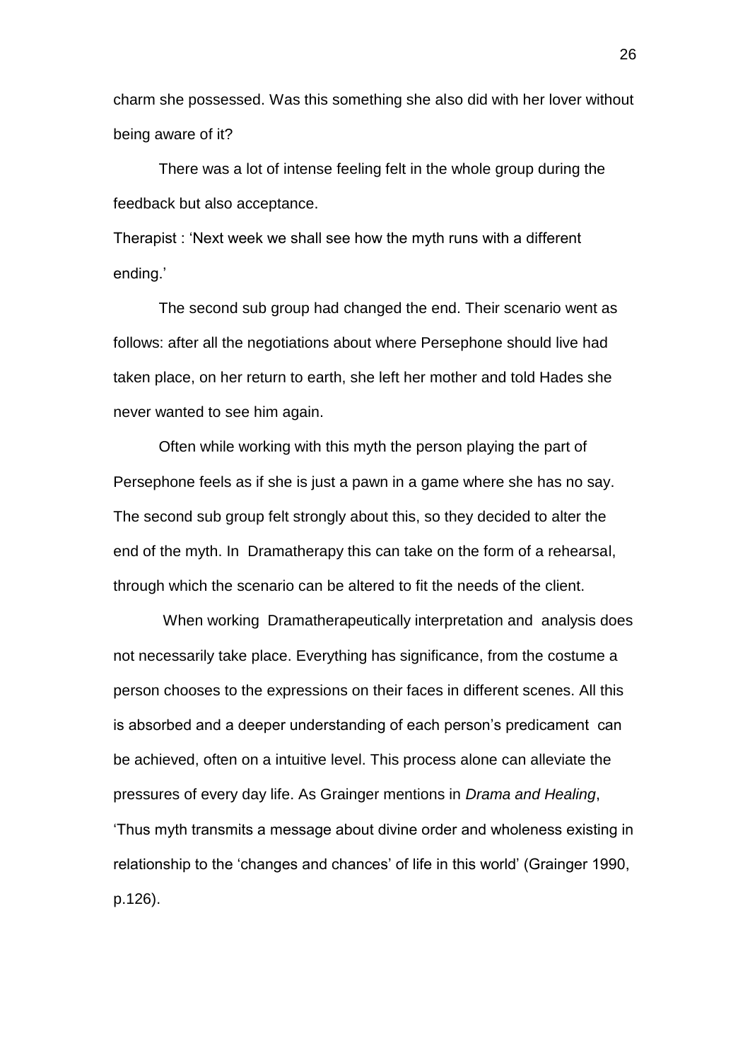charm she possessed. Was this something she also did with her lover without being aware of it?

There was a lot of intense feeling felt in the whole group during the feedback but also acceptance.

Therapist : 'Next week we shall see how the myth runs with a different ending.'

The second sub group had changed the end. Their scenario went as follows: after all the negotiations about where Persephone should live had taken place, on her return to earth, she left her mother and told Hades she never wanted to see him again.

Often while working with this myth the person playing the part of Persephone feels as if she is just a pawn in a game where she has no say. The second sub group felt strongly about this, so they decided to alter the end of the myth. In Dramatherapy this can take on the form of a rehearsal, through which the scenario can be altered to fit the needs of the client.

When working Dramatherapeutically interpretation and analysis does not necessarily take place. Everything has significance, from the costume a person chooses to the expressions on their faces in different scenes. All this is absorbed and a deeper understanding of each person's predicament can be achieved, often on a intuitive level. This process alone can alleviate the pressures of every day life. As Grainger mentions in *Drama and Healing*, 'Thus myth transmits a message about divine order and wholeness existing in relationship to the 'changes and chances' of life in this world' (Grainger 1990, p.126).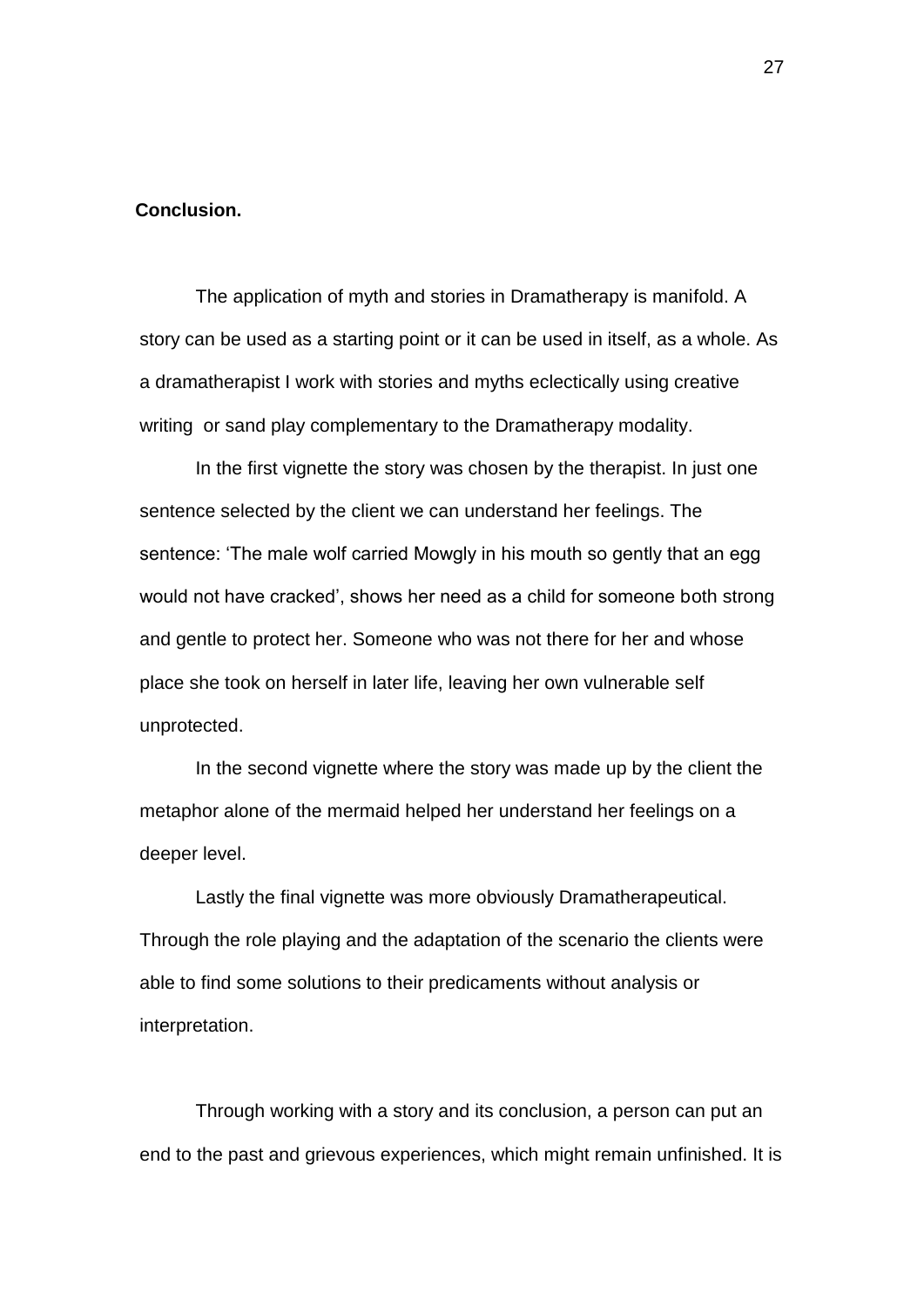## Conclusion.

The application of myth and stories in Dramatherapy is manifold. A story can be used as a starting point or it can be used in itself, as a whole. As a dramatherapist I work with stories and myths eclectically using creative writing or sand play complementary to the Dramatherapy modality.

In the first vignette the story was chosen by the therapist. In just one sentence selected by the client we can understand her feelings. The sentence: 'The male wolf carried Mowgly in his mouth so gently that an egg would not have cracked', shows her need as a child for someone both strong and gentle to protect her. Someone who was not there for her and whose place she took on herself in later life, leaving her own vulnerable self unprotected.

In the second vignette where the story was made up by the client the metaphor alone of the mermaid helped her understand her feelings on a deeper level.

Lastly the final vignette was more obviously Dramatherapeutical. Through the role playing and the adaptation of the scenario the clients were able to find some solutions to their predicaments without analysis or interpretation.

Through working with a story and its conclusion, a person can put an end to the past and grievous experiences, which might remain unfinished. It is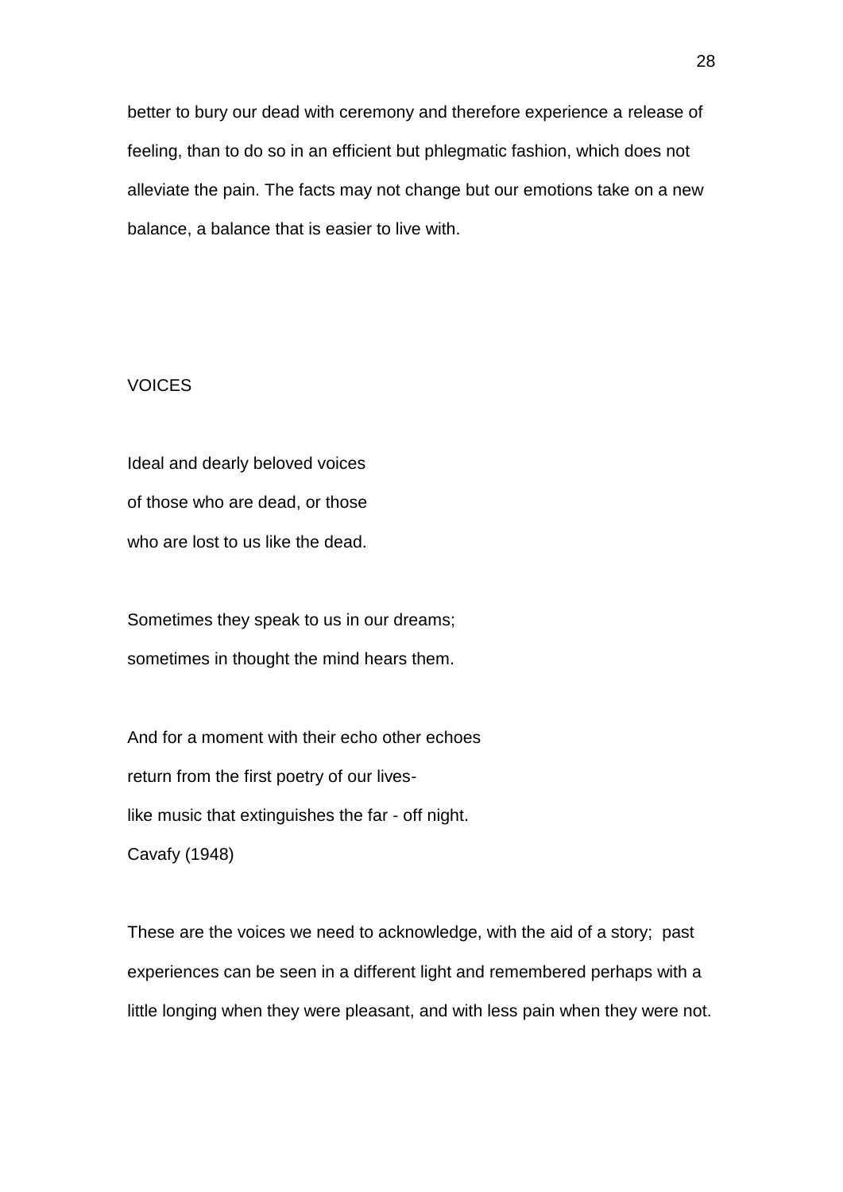better to bury our dead with ceremony and therefore experience a release of feeling, than to do so in an efficient but phlegmatic fashion, which does not alleviate the pain. The facts may not change but our emotions take on a new balance, a balance that is easier to live with.

VOICES

Ideal and dearly beloved voices  
of those who are dead, or those  
who are lost to us like the dead.

Sometimes they speak to us in our dreams;  
sometimes in thought the mind hears them.

And for a moment with their echo other echoes  
return from the first poetry of our lives-  
like music that extinguishes the far - off night.  
Cavafy (1948)

These are the voices we need to acknowledge, with the aid of a story;  past experiences can be seen in a different light and remembered perhaps with a little longing when they were pleasant, and with less pain when they were not.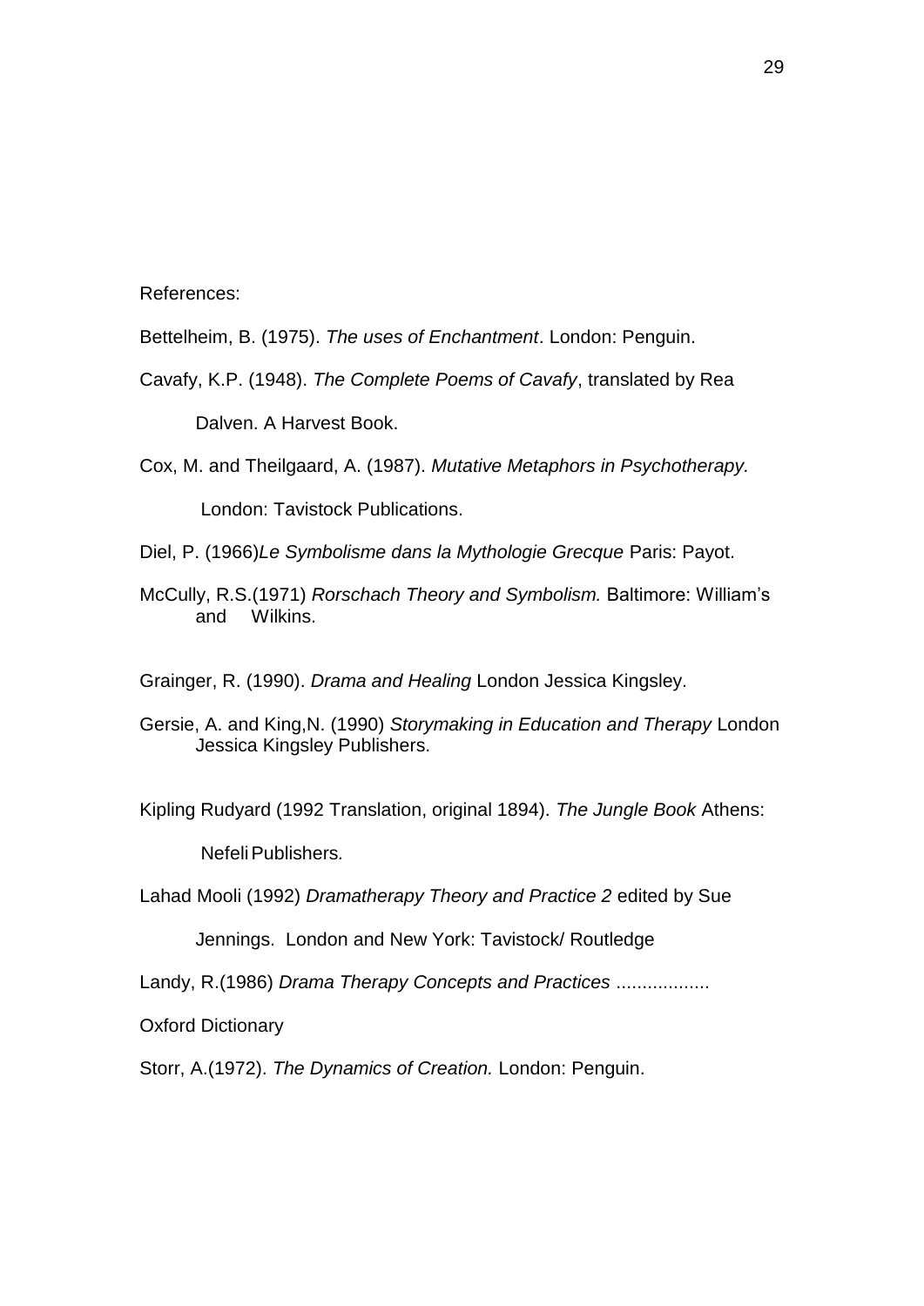References:

Bettelheim, B. (1975). *The uses of Enchantment*. London: Penguin.

Cavafy, K.P. (1948). *The Complete Poems of Cavafy*, translated by Rea Dalven. A Harvest Book.

Cox, M. and Theilgaard, A. (1987). *Mutative Metaphors in Psychotherapy.* London: Tavistock Publications.

Diel, P. (1966)*Le Symbolisme dans la Mythologie Grecque* Paris: Payot.

McCully, R.S.(1971) *Rorschach Theory and Symbolism.* Baltimore: William's and Wilkins.

Grainger, R. (1990). *Drama and Healing* London Jessica Kingsley.

Gersie, A. and King,N. (1990) *Storymaking in Education and Therapy* London Jessica Kingsley Publishers.

Kipling Rudyard (1992 Translation, original 1894). *The Jungle Book* Athens: Nefeli Publishers.

Lahad Mooli (1992) *Dramatherapy Theory and Practice 2* edited by Sue Jennings. London and New York: Tavistock/ Routledge

Landy, R.(1986) *Drama Therapy Concepts and Practices* ..................

Oxford Dictionary

Storr, A.(1972). *The Dynamics of Creation.* London: Penguin.